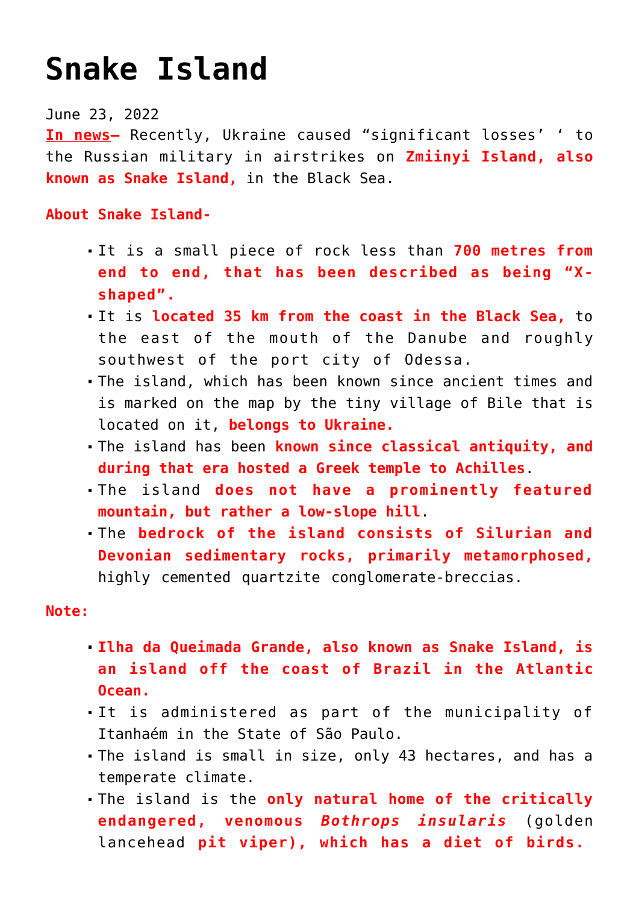# Snake Island

June 23, 2022

**In news–** Recently, Ukraine caused "significant losses' ' to the Russian military in airstrikes on **Zmiinyi Island, also known as Snake Island,** in the Black Sea.

**About Snake Island-**

- It is a small piece of rock less than **700 metres from end to end, that has been described as being "X-shaped".**
- It is **located 35 km from the coast in the Black Sea,** to the east of the mouth of the Danube and roughly southwest of the port city of Odessa.
- The island, which has been known since ancient times and is marked on the map by the tiny village of Bile that is located on it, **belongs to Ukraine.**
- The island has been **known since classical antiquity, and during that era hosted a Greek temple to Achilles**.
- The island **does not have a prominently featured mountain, but rather a low-slope hill**.
- The **bedrock of the island consists of Silurian and Devonian sedimentary rocks, primarily metamorphosed,** highly cemented quartzite conglomerate-breccias.

**Note:**

- **Ilha da Queimada Grande, also known as Snake Island, is an island off the coast of Brazil in the Atlantic Ocean.**
- It is administered as part of the municipality of Itanhaém in the State of São Paulo.
- The island is small in size, only 43 hectares, and has a temperate climate.
- The island is the **only natural home of the critically endangered, venomous *Bothrops insularis*** (golden lancehead **pit viper), which has a diet of birds.**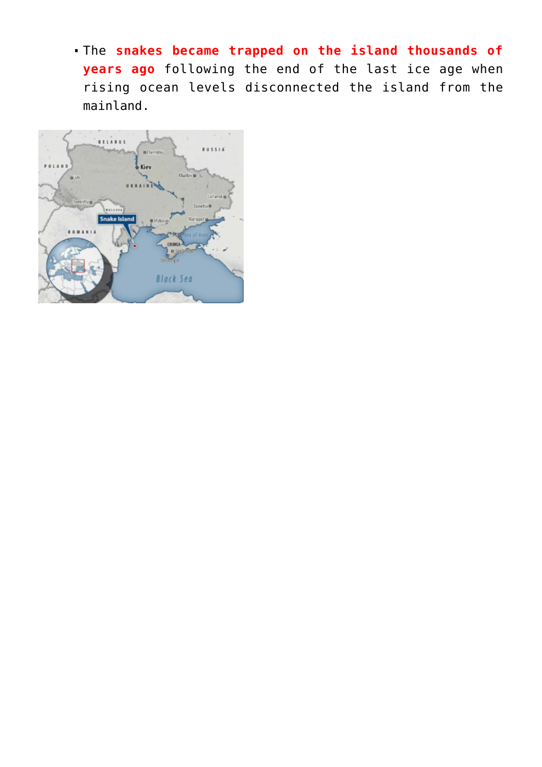- The **snakes became trapped on the island thousands of years ago** following the end of the last ice age when rising ocean levels disconnected the island from the mainland.

BELARUS
RUSSIA
POLAND
Chernihiv
Kiev
Kharkiv
UKRAINE
Lviv
Luhansk
Donetsk
Chernivtsi
MOLDOVA
Mariupol
Snake Island
Mykolaiv
ROMANIA
Sea of Azov
CRIMEA
Simferopol
Sevastopol
Black Sea